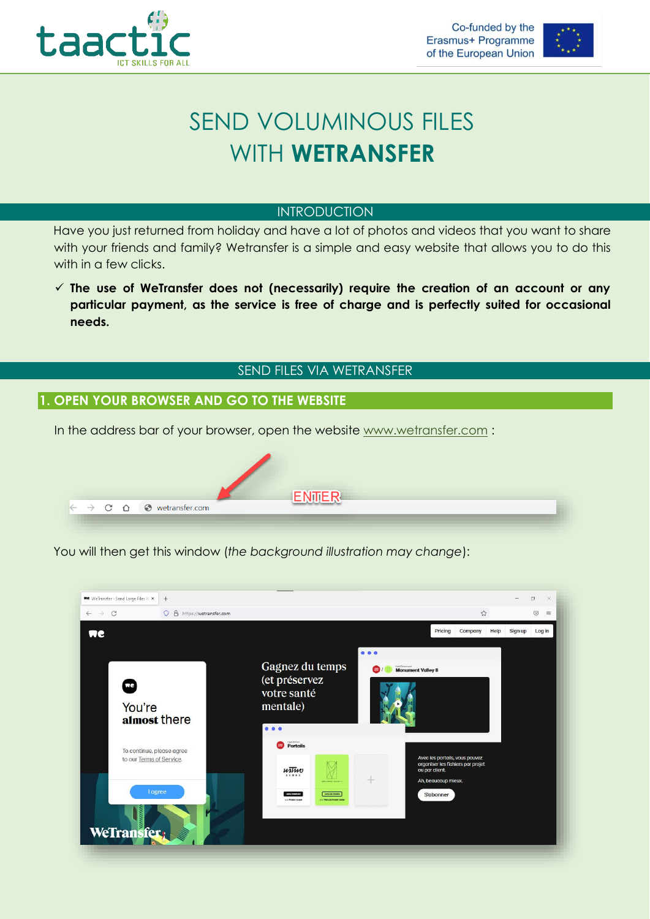# SEND VOLUMINOUS FILES WITH **WETRANSFER**

## INTRODUCTION

Have you just returned from holiday and have a lot of photos and videos that you want to share with your friends and family? Wetransfer is a simple and easy website that allows you to do this with in a few clicks.

- ✓ **The use of WeTransfer does not (necessarily) require the creation of an account or any particular payment, as the service is free of charge and is perfectly suited for occasional needs.**

## SEND FILES VIA WETRANSFER

### 1. OPEN YOUR BROWSER AND GO TO THE WEBSITE

In the address bar of your browser, open the website www.wetransfer.com :

You will then get this window (*the background illustration may change*):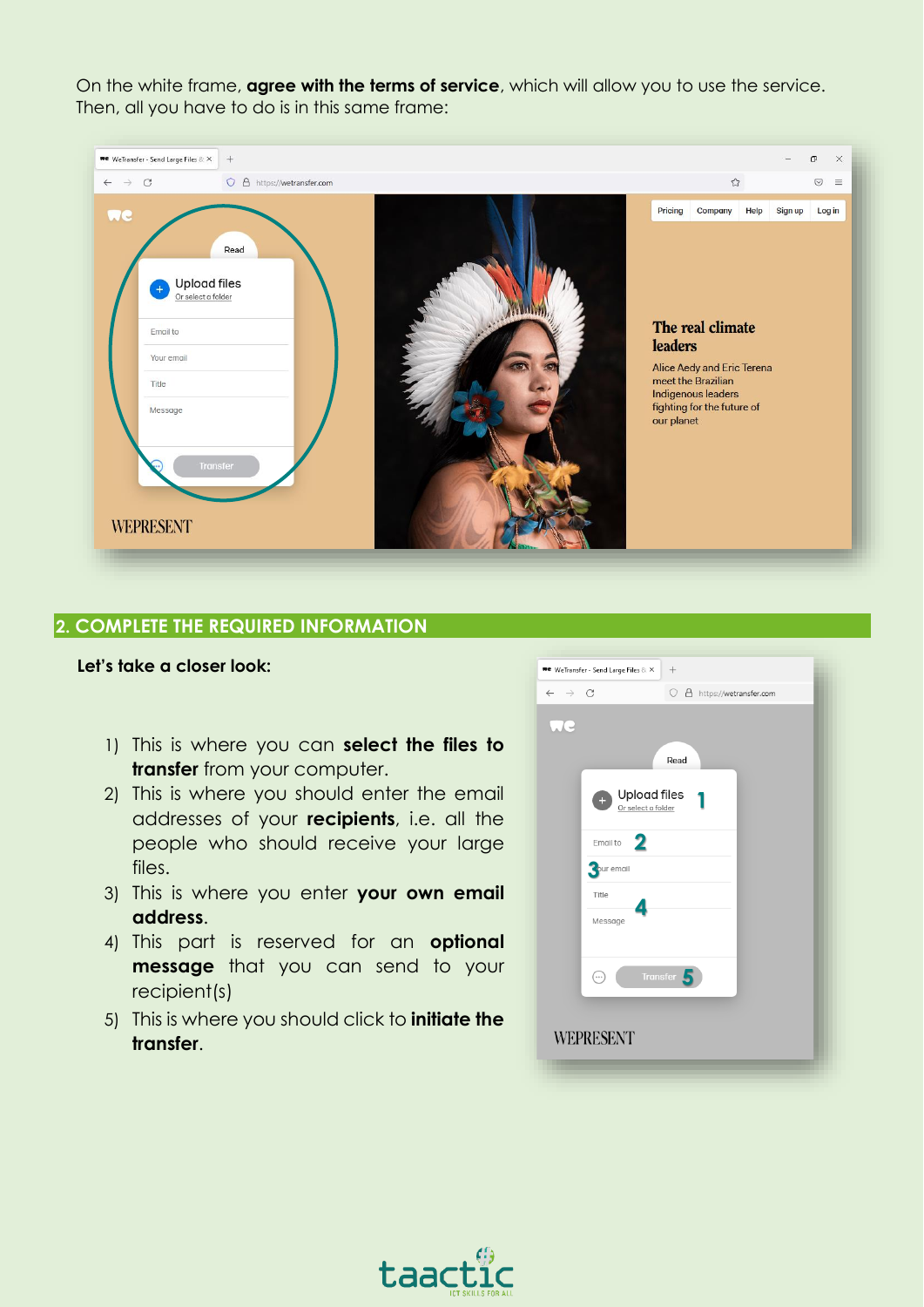On the white frame, **agree with the terms of service**, which will allow you to use the service. Then, all you have to do is in this same frame:

## 2. COMPLETE THE REQUIRED INFORMATION

**Let's take a closer look:**

1) This is where you can **select the files to transfer** from your computer.
2) This is where you should enter the email addresses of your **recipients**, i.e. all the people who should receive your large files.
3) This is where you enter **your own email address**.
4) This part is reserved for an **optional message** that you can send to your recipient(s)
5) This is where you should click to **initiate the transfer**.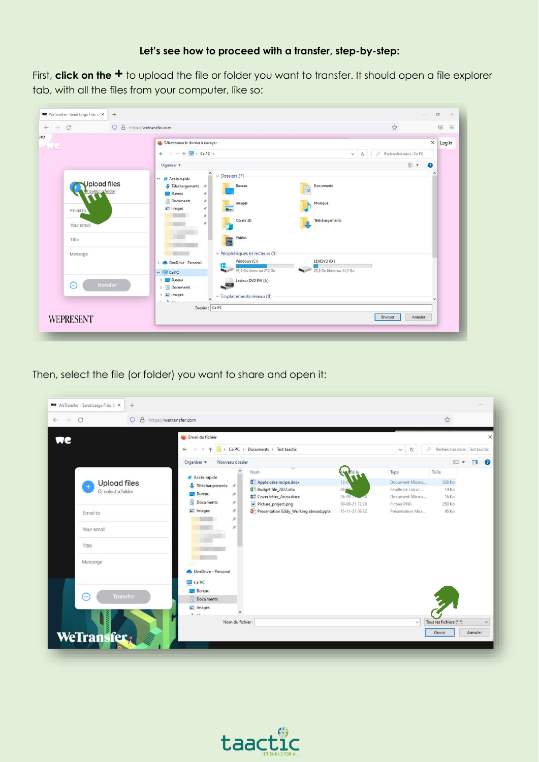**Let's see how to proceed with a transfer, step-by-step:**

First, **click on the +** to upload the file or folder you want to transfer. It should open a file explorer tab, with all the files from your computer, like so:

Then, select the file (or folder) you want to share and open it: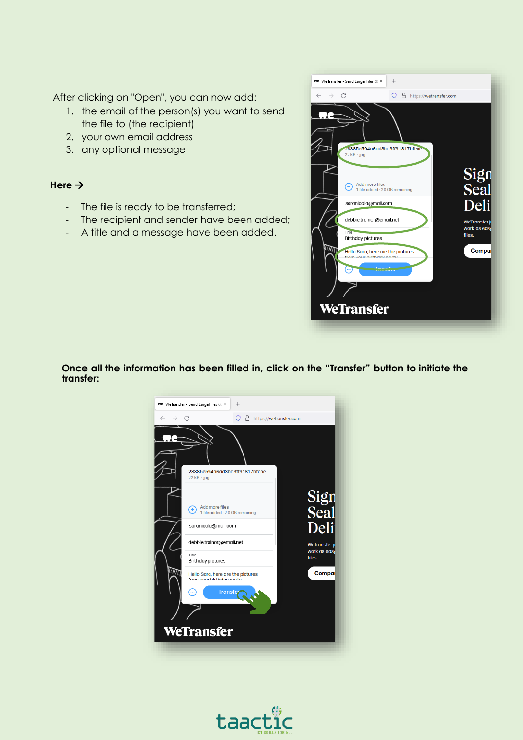After clicking on "Open", you can now add:

1. the email of the person(s) you want to send the file to (the recipient)
2. your own email address
3. any optional message

**Here →**

- The file is ready to be transferred;
- The recipient and sender have been added;
- A title and a message have been added.

**Once all the information has been filled in, click on the “Transfer” button to initiate the transfer:**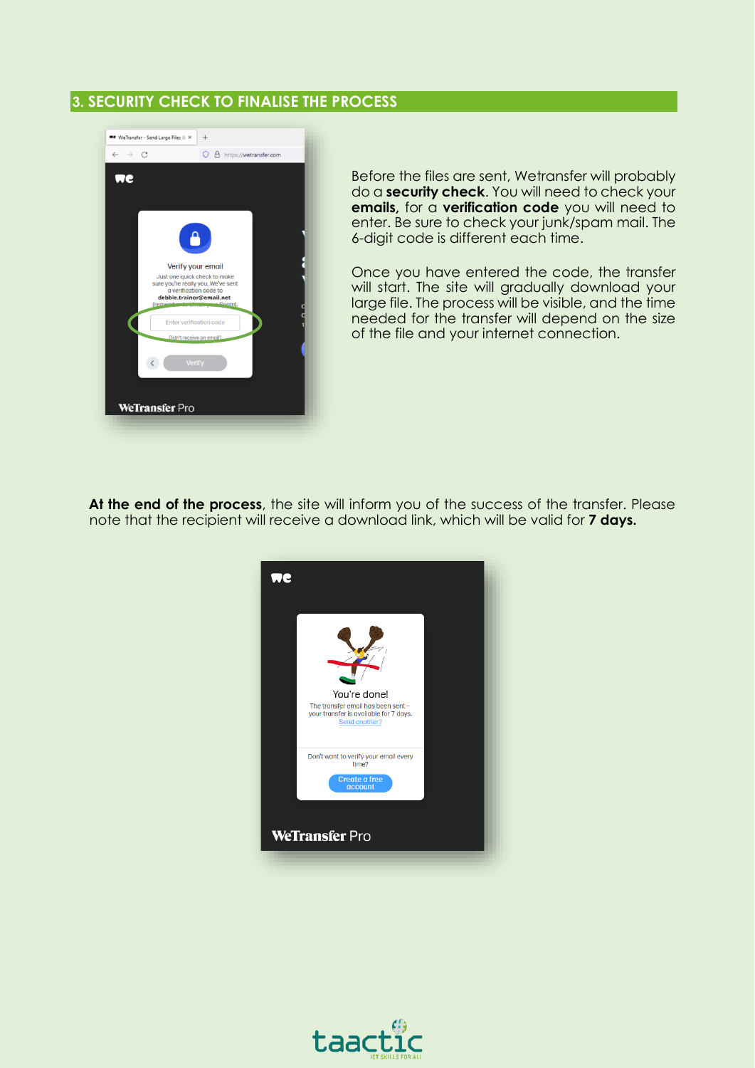## 3. SECURITY CHECK TO FINALISE THE PROCESS

Before the files are sent, Wetransfer will probably do a **security check**. You will need to check your **emails,** for a **verification code** you will need to enter. Be sure to check your junk/spam mail. The 6-digit code is different each time.

Once you have entered the code, the transfer will start. The site will gradually download your large file. The process will be visible, and the time needed for the transfer will depend on the size of the file and your internet connection.

**At the end of the process**, the site will inform you of the success of the transfer. Please note that the recipient will receive a download link, which will be valid for **7 days.**